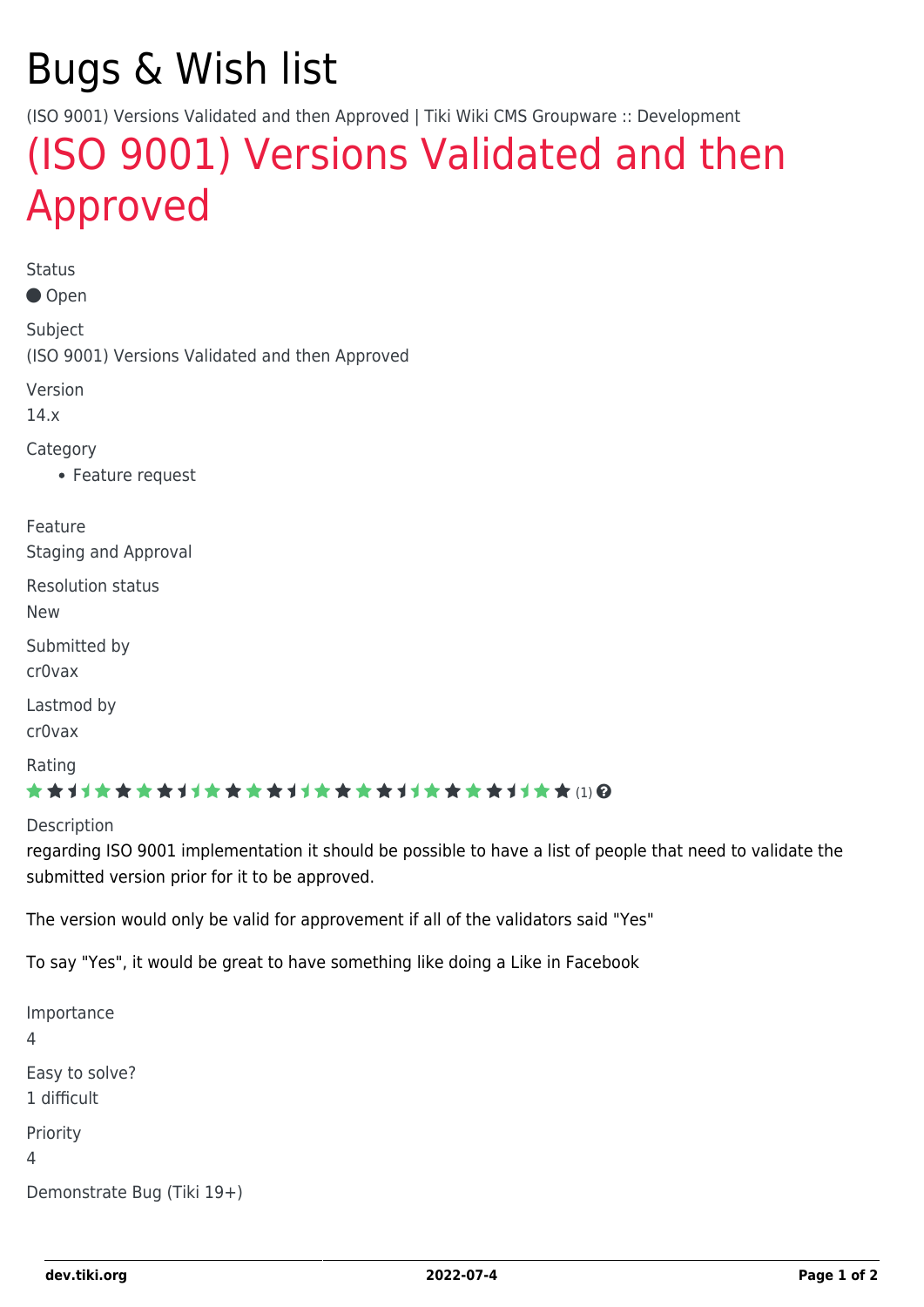# Bugs & Wish list

(ISO 9001) Versions Validated and then Approved | Tiki Wiki CMS Groupware :: Development

## (ISO 9001) Versions Validated and then Approved

Status

● Open

Subject

(ISO 9001) Versions Validated and then Approved

Version

14.x

Category

- Feature request

Feature

Staging and Approval

Resolution status

New

Submitted by

cr0vax

Lastmod by

cr0vax

Rating

(1)

Description

regarding ISO 9001 implementation it should be possible to have a list of people that need to validate the submitted version prior for it to be approved.

The version would only be valid for approvement if all of the validators said "Yes"

To say "Yes", it would be great to have something like doing a Like in Facebook

Importance

4

Easy to solve?

1 difficult

Priority

4

Demonstrate Bug (Tiki 19+)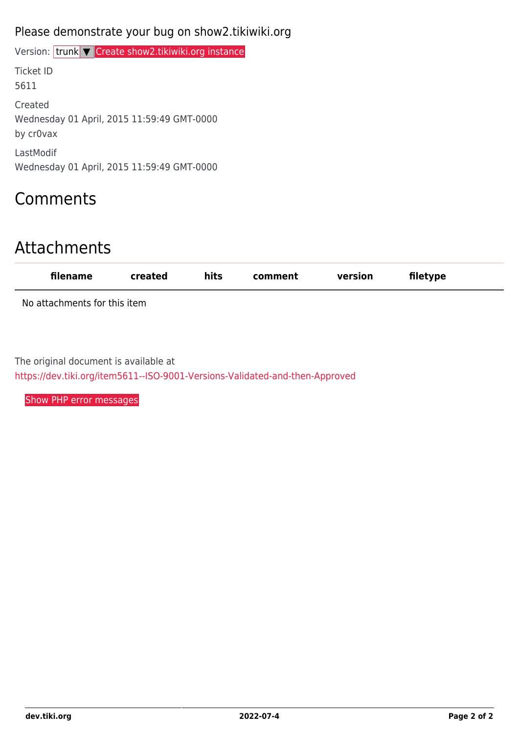Please demonstrate your bug on show2.tikiwiki.org

Version: trunk ▼ Create show2.tikiwiki.org instance

Ticket ID
5611

Created
Wednesday 01 April, 2015 11:59:49 GMT-0000
by cr0vax

LastModif
Wednesday 01 April, 2015 11:59:49 GMT-0000

## Comments

## Attachments

| filename | created | hits | comment | version | filetype |
| --- | --- | --- | --- | --- | --- |
| No attachments for this item | | | | | |

The original document is available at
https://dev.tiki.org/item5611--ISO-9001-Versions-Validated-and-then-Approved

Show PHP error messages